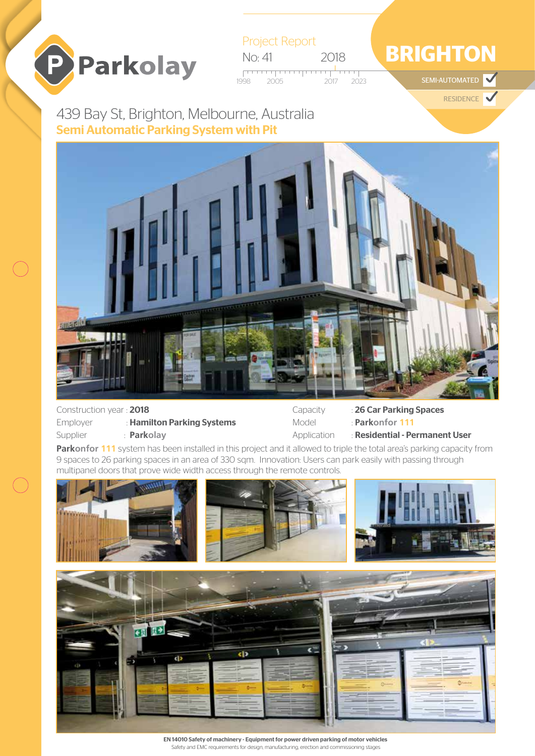# Parkolay

Project Report

No: 41 2018

1998 2005 2017 2023

## BRIGHTON

SEMI-AUTOMATED ✓

RESIDENCE ✓

## 439 Bay St, Brighton, Melbourne, Australia

### Semi Automatic Parking System with Pit

Construction year : **2018**

Employer : **Hamilton Parking Systems**

Supplier : **Parkolay**

Capacity : **26 Car Parking Spaces**

Model : **Parkonfor 111**

Application : **Residential - Permanent User**

**Parkonfor 111** system has been installed in this project and it allowed to triple the total area's parking capacity from 9 spaces to 26 parking spaces in an area of 330 sqm. Innovation: Users can park easily with passing through multipanel doors that prove wide width access through the remote controls.

**EN 14010 Safety of machinery - Equipment for power driven parking of motor vehicles**

Safety and EMC requirements for design, manufacturing, erection and commissioning stages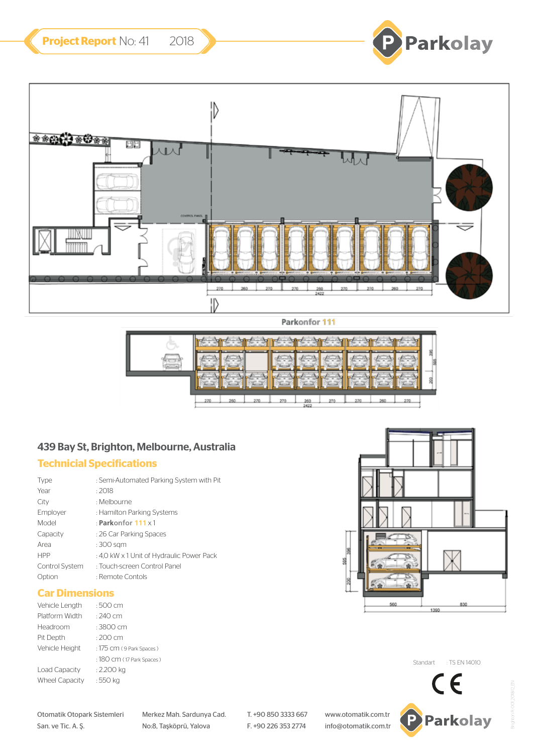**Project Report** No: 41 2018

Parkolay

Parkonfor 111

## 439 Bay St, Brighton, Melbourne, Australia

## Technicial Specifications

| | |
|---|---|
| Type | : Semi-Automated Parking System with Pit |
| Year | : 2018 |
| City | : Melbourne |
| Employer | : Hamilton Parking Systems |
| Model | : **Parkonfor 111** x 1 |
| Capacity | : 26 Car Parking Spaces |
| Area | : 300 sqm |
| HPP | : 4,0 kW x 1 Unit of Hydraulic Power Pack |
| Control System | : Touch-screen Control Panel |
| Option | : Remote Contols |

## Car Dimensions

| | |
|---|---|
| Vehicle Length | : 500 cm |
| Platform Width | : 240 cm |
| Headroom | : 3800 cm |
| Pit Depth | : 200 cm |
| Vehicle Height | : 175 cm ( 9 Park Spaces ) |
| | : 180 cm ( 17 Park Spaces ) |
| Load Capacity | : 2.200 kg |
| Wheel Capacity | : 550 kg |

Standart : TS EN 14010

CE

Otomatik Otopark Sistemleri San. ve Tic. A. Ş.

Merkez Mah. Sardunya Cad. No:8, Taşköprü, Yalova

T. +90 850 3333 667
F. +90 226 353 2774

www.otomatik.com.tr
info@otomatik.com.tr

Parkolay